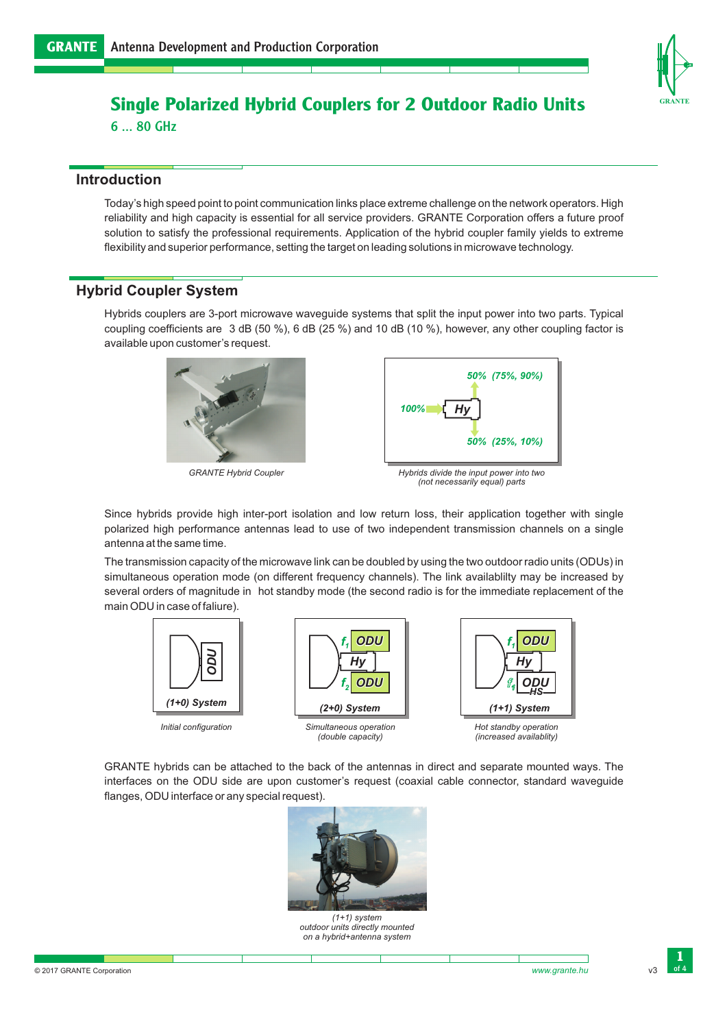# Single Polarized Hybrid Couplers for 2 Outdoor Radio Units

6 ... 80 GHz

## Introduction

Today's high speed point to point communication links place extreme challenge on the network operators. High reliability and high capacity is essential for all service providers. GRANTE Corporation offers a future proof solution to satisfy the professional requirements. Application of the hybrid coupler family yields to extreme flexibility and superior performance, setting the target on leading solutions in microwave technology.

## Hybrid Coupler System

Hybrids couplers are 3-port microwave waveguide systems that split the input power into two parts. Typical coupling coefficients are 3 dB (50 %), 6 dB (25 %) and 10 dB (10 %), however, any other coupling factor is available upon customer's request.

*GRANTE Hybrid Coupler*

*Hybrids divide the input power into two (not necessarily equal) parts*

Since hybrids provide high inter-port isolation and low return loss, their application together with single polarized high performance antennas lead to use of two independent transmission channels on a single antenna at the same time.

The transmission capacity of the microwave link can be doubled by using the two outdoor radio units (ODUs) in simultaneous operation mode (on different frequency channels). The link availablilty may be increased by several orders of magnitude in hot standby mode (the second radio is for the immediate replacement of the main ODU in case of faliure).

*Initial configuration*

*Simultaneous operation (double capacity)*

*Hot standby operation (increased availablity)*

GRANTE hybrids can be attached to the back of the antennas in direct and separate mounted ways. The interfaces on the ODU side are upon customer's request (coaxial cable connector, standard waveguide flanges, ODU interface or any special request).

*(1+1) system outdoor units directly mounted on a hybrid+antenna system*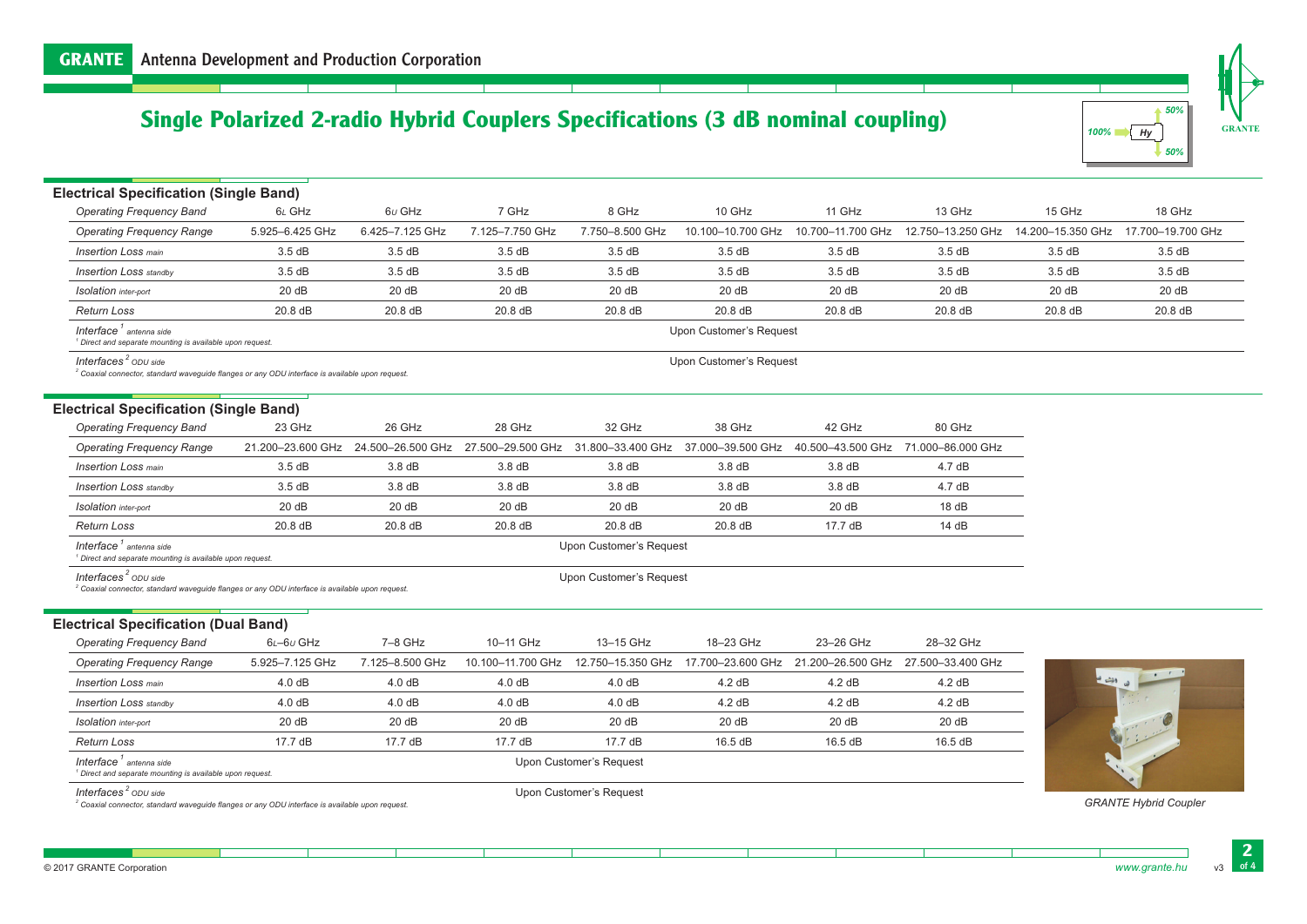# Single Polarized 2-radio Hybrid Couplers Specifications (3 dB nominal coupling)

## Electrical Specification (Single Band)

| Operating Frequency Band | 6L GHz | 6U GHz | 7 GHz | 8 GHz | 10 GHz | 11 GHz | 13 GHz | 15 GHz | 18 GHz |
|---|---|---|---|---|---|---|---|---|---|
| Operating Frequency Range | 5.925–6.425 GHz | 6.425–7.125 GHz | 7.125–7.750 GHz | 7.750–8.500 GHz | 10.100–10.700 GHz | 10.700–11.700 GHz | 12.750–13.250 GHz | 14.200–15.350 GHz | 17.700–19.700 GHz |
| Insertion Loss main | 3.5 dB | 3.5 dB | 3.5 dB | 3.5 dB | 3.5 dB | 3.5 dB | 3.5 dB | 3.5 dB | 3.5 dB |
| Insertion Loss standby | 3.5 dB | 3.5 dB | 3.5 dB | 3.5 dB | 3.5 dB | 3.5 dB | 3.5 dB | 3.5 dB | 3.5 dB |
| Isolation inter-port | 20 dB | 20 dB | 20 dB | 20 dB | 20 dB | 20 dB | 20 dB | 20 dB | 20 dB |
| Return Loss | 20.8 dB | 20.8 dB | 20.8 dB | 20.8 dB | 20.8 dB | 20.8 dB | 20.8 dB | 20.8 dB | 20.8 dB |
| Interface [1] antenna side | Upon Customer's Request | | | | | | | | |
| Interfaces [2] ODU side | Upon Customer's Request | | | | | | | | |

[1] Direct and separate mounting is available upon request.

[2] Coaxial connector, standard waveguide flanges or any ODU interface is available upon request.

## Electrical Specification (Single Band)

| Operating Frequency Band | 23 GHz | 26 GHz | 28 GHz | 32 GHz | 38 GHz | 42 GHz | 80 GHz |
|---|---|---|---|---|---|---|---|
| Operating Frequency Range | 21.200–23.600 GHz | 24.500–26.500 GHz | 27.500–29.500 GHz | 31.800–33.400 GHz | 37.000–39.500 GHz | 40.500–43.500 GHz | 71.000–86.000 GHz |
| Insertion Loss main | 3.5 dB | 3.8 dB | 3.8 dB | 3.8 dB | 3.8 dB | 3.8 dB | 4.7 dB |
| Insertion Loss standby | 3.5 dB | 3.8 dB | 3.8 dB | 3.8 dB | 3.8 dB | 3.8 dB | 4.7 dB |
| Isolation inter-port | 20 dB | 20 dB | 20 dB | 20 dB | 20 dB | 20 dB | 18 dB |
| Return Loss | 20.8 dB | 20.8 dB | 20.8 dB | 20.8 dB | 20.8 dB | 17.7 dB | 14 dB |
| Interface [1] antenna side | Upon Customer's Request | | | | | | |
| Interfaces [2] ODU side | Upon Customer's Request | | | | | | |

[1] Direct and separate mounting is available upon request.

[2] Coaxial connector, standard waveguide flanges or any ODU interface is available upon request.

## Electrical Specification (Dual Band)

| Operating Frequency Band | 6L–6U GHz | 7–8 GHz | 10–11 GHz | 13–15 GHz | 18–23 GHz | 23–26 GHz | 28–32 GHz |
|---|---|---|---|---|---|---|---|
| Operating Frequency Range | 5.925–7.125 GHz | 7.125–8.500 GHz | 10.100–11.700 GHz | 12.750–15.350 GHz | 17.700–23.600 GHz | 21.200–26.500 GHz | 27.500–33.400 GHz |
| Insertion Loss main | 4.0 dB | 4.0 dB | 4.0 dB | 4.0 dB | 4.2 dB | 4.2 dB | 4.2 dB |
| Insertion Loss standby | 4.0 dB | 4.0 dB | 4.0 dB | 4.0 dB | 4.2 dB | 4.2 dB | 4.2 dB |
| Isolation inter-port | 20 dB | 20 dB | 20 dB | 20 dB | 20 dB | 20 dB | 20 dB |
| Return Loss | 17.7 dB | 17.7 dB | 17.7 dB | 17.7 dB | 16.5 dB | 16.5 dB | 16.5 dB |
| Interface [1] antenna side | Upon Customer's Request | | | | | | |
| Interfaces [2] ODU side | Upon Customer's Request | | | | | | |

[1] Direct and separate mounting is available upon request.

[2] Coaxial connector, standard waveguide flanges or any ODU interface is available upon request.

GRANTE Hybrid Coupler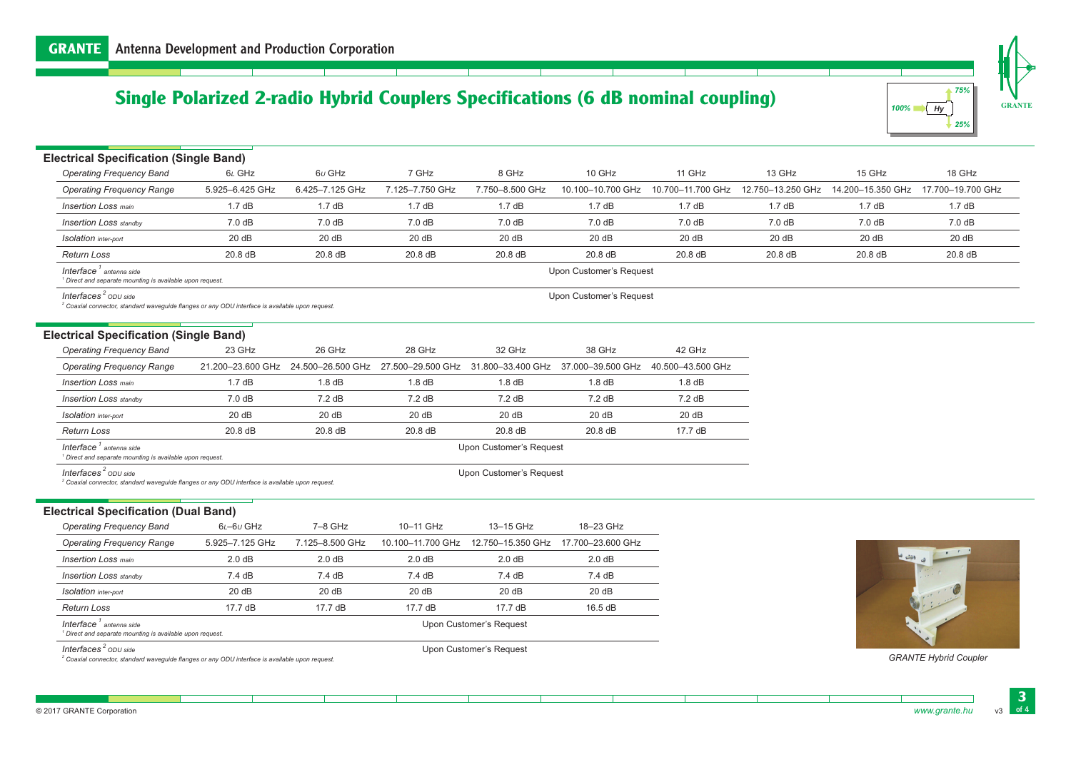# Single Polarized 2-radio Hybrid Couplers Specifications (6 dB nominal coupling)

### Electrical Specification (Single Band)

| Operating Frequency Band | 6L GHz | 6U GHz | 7 GHz | 8 GHz | 10 GHz | 11 GHz | 13 GHz | 15 GHz | 18 GHz |
|---|---|---|---|---|---|---|---|---|---|
| Operating Frequency Range | 5.925–6.425 GHz | 6.425–7.125 GHz | 7.125–7.750 GHz | 7.750–8.500 GHz | 10.100–10.700 GHz | 10.700–11.700 GHz | 12.750–13.250 GHz | 14.200–15.350 GHz | 17.700–19.700 GHz |
| Insertion Loss main | 1.7 dB | 1.7 dB | 1.7 dB | 1.7 dB | 1.7 dB | 1.7 dB | 1.7 dB | 1.7 dB | 1.7 dB |
| Insertion Loss standby | 7.0 dB | 7.0 dB | 7.0 dB | 7.0 dB | 7.0 dB | 7.0 dB | 7.0 dB | 7.0 dB | 7.0 dB |
| Isolation inter-port | 20 dB | 20 dB | 20 dB | 20 dB | 20 dB | 20 dB | 20 dB | 20 dB | 20 dB |
| Return Loss | 20.8 dB | 20.8 dB | 20.8 dB | 20.8 dB | 20.8 dB | 20.8 dB | 20.8 dB | 20.8 dB | 20.8 dB |
| Interface [1] antenna side | Upon Customer's Request | | | | | | | | |
| Interfaces [2] ODU side | Upon Customer's Request | | | | | | | | |

[1] Direct and separate mounting is available upon request.
[2] Coaxial connector, standard waveguide flanges or any ODU interface is available upon request.

### Electrical Specification (Single Band)

| Operating Frequency Band | 23 GHz | 26 GHz | 28 GHz | 32 GHz | 38 GHz | 42 GHz |
|---|---|---|---|---|---|---|
| Operating Frequency Range | 21.200–23.600 GHz | 24.500–26.500 GHz | 27.500–29.500 GHz | 31.800–33.400 GHz | 37.000–39.500 GHz | 40.500–43.500 GHz |
| Insertion Loss main | 1.7 dB | 1.8 dB | 1.8 dB | 1.8 dB | 1.8 dB | 1.8 dB |
| Insertion Loss standby | 7.0 dB | 7.2 dB | 7.2 dB | 7.2 dB | 7.2 dB | 7.2 dB |
| Isolation inter-port | 20 dB | 20 dB | 20 dB | 20 dB | 20 dB | 20 dB |
| Return Loss | 20.8 dB | 20.8 dB | 20.8 dB | 20.8 dB | 20.8 dB | 17.7 dB |
| Interface [1] antenna side | Upon Customer's Request | | | | | |
| Interfaces [2] ODU side | Upon Customer's Request | | | | | |

[1] Direct and separate mounting is available upon request.
[2] Coaxial connector, standard waveguide flanges or any ODU interface is available upon request.

### Electrical Specification (Dual Band)

| Operating Frequency Band | 6L–6U GHz | 7–8 GHz | 10–11 GHz | 13–15 GHz | 18–23 GHz |
|---|---|---|---|---|---|
| Operating Frequency Range | 5.925–7.125 GHz | 7.125–8.500 GHz | 10.100–11.700 GHz | 12.750–15.350 GHz | 17.700–23.600 GHz |
| Insertion Loss main | 2.0 dB | 2.0 dB | 2.0 dB | 2.0 dB | 2.0 dB |
| Insertion Loss standby | 7.4 dB | 7.4 dB | 7.4 dB | 7.4 dB | 7.4 dB |
| Isolation inter-port | 20 dB | 20 dB | 20 dB | 20 dB | 20 dB |
| Return Loss | 17.7 dB | 17.7 dB | 17.7 dB | 17.7 dB | 16.5 dB |
| Interface [1] antenna side | Upon Customer's Request | | | | |
| Interfaces [2] ODU side | Upon Customer's Request | | | | |

[1] Direct and separate mounting is available upon request.
[2] Coaxial connector, standard waveguide flanges or any ODU interface is available upon request.

GRANTE Hybrid Coupler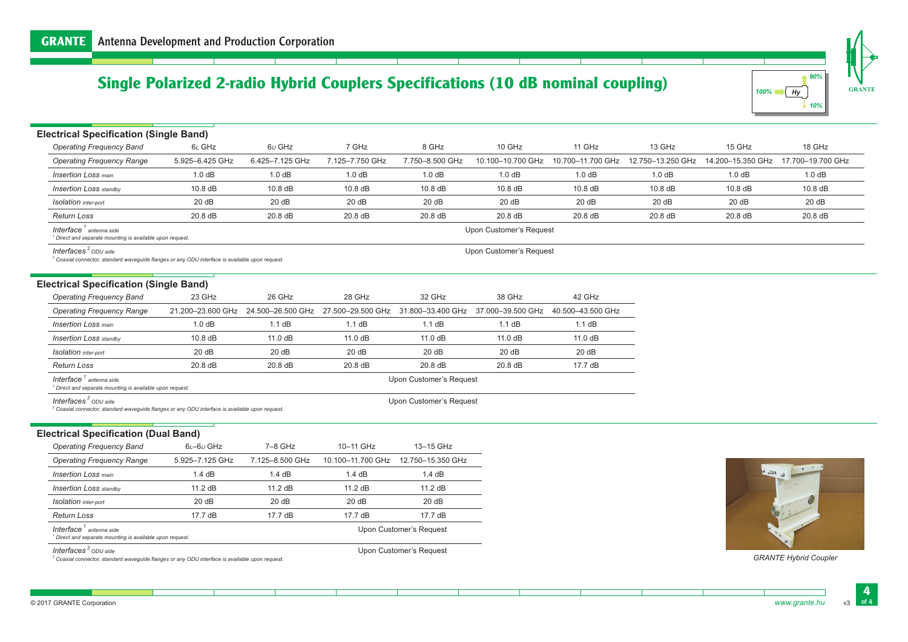# Single Polarized 2-radio Hybrid Couplers Specifications (10 dB nominal coupling)

100% Hy 90% 10%

## Electrical Specification (Single Band)

| Operating Frequency Band | 6L GHz | 6U GHz | 7 GHz | 8 GHz | 10 GHz | 11 GHz | 13 GHz | 15 GHz | 18 GHz |
|---|---|---|---|---|---|---|---|---|---|
| Operating Frequency Range | 5.925–6.425 GHz | 6.425–7.125 GHz | 7.125–7.750 GHz | 7.750–8.500 GHz | 10.100–10.700 GHz | 10.700–11.700 GHz | 12.750–13.250 GHz | 14.200–15.350 GHz | 17.700–19.700 GHz |
| Insertion Loss main | 1.0 dB | 1.0 dB | 1.0 dB | 1.0 dB | 1.0 dB | 1.0 dB | 1.0 dB | 1.0 dB | 1.0 dB |
| Insertion Loss standby | 10.8 dB | 10.8 dB | 10.8 dB | 10.8 dB | 10.8 dB | 10.8 dB | 10.8 dB | 10.8 dB | 10.8 dB |
| Isolation inter-port | 20 dB | 20 dB | 20 dB | 20 dB | 20 dB | 20 dB | 20 dB | 20 dB | 20 dB |
| Return Loss | 20.8 dB | 20.8 dB | 20.8 dB | 20.8 dB | 20.8 dB | 20.8 dB | 20.8 dB | 20.8 dB | 20.8 dB |
| Interface[1] antenna side | Upon Customer's Request | | | | | | | | |
| Interfaces[2] ODU side | Upon Customer's Request | | | | | | | | |

[1] Direct and separate mounting is available upon request.

[2] Coaxial connector, standard waveguide flanges or any ODU interface is available upon request.

## Electrical Specification (Single Band)

| Operating Frequency Band | 23 GHz | 26 GHz | 28 GHz | 32 GHz | 38 GHz | 42 GHz |
|---|---|---|---|---|---|---|
| Operating Frequency Range | 21.200–23.600 GHz | 24.500–26.500 GHz | 27.500–29.500 GHz | 31.800–33.400 GHz | 37.000–39.500 GHz | 40.500–43.500 GHz |
| Insertion Loss main | 1.0 dB | 1.1 dB | 1.1 dB | 1.1 dB | 1.1 dB | 1.1 dB |
| Insertion Loss standby | 10.8 dB | 11.0 dB | 11.0 dB | 11.0 dB | 11.0 dB | 11.0 dB |
| Isolation inter-port | 20 dB | 20 dB | 20 dB | 20 dB | 20 dB | 20 dB |
| Return Loss | 20.8 dB | 20.8 dB | 20.8 dB | 20.8 dB | 20.8 dB | 17.7 dB |
| Interface[1] antenna side | Upon Customer's Request | | | | | |
| Interfaces[2] ODU side | Upon Customer's Request | | | | | |

[1] Direct and separate mounting is available upon request.

[2] Coaxial connector, standard waveguide flanges or any ODU interface is available upon request.

## Electrical Specification (Dual Band)

| Operating Frequency Band | 6L–6U GHz | 7–8 GHz | 10–11 GHz | 13–15 GHz |
|---|---|---|---|---|
| Operating Frequency Range | 5.925–7.125 GHz | 7.125–8.500 GHz | 10.100–11.700 GHz | 12.750–15.350 GHz |
| Insertion Loss main | 1.4 dB | 1.4 dB | 1.4 dB | 1.4 dB |
| Insertion Loss standby | 11.2 dB | 11.2 dB | 11.2 dB | 11.2 dB |
| Isolation inter-port | 20 dB | 20 dB | 20 dB | 20 dB |
| Return Loss | 17.7 dB | 17.7 dB | 17.7 dB | 17.7 dB |
| Interface[1] antenna side | Upon Customer's Request | | | |
| Interfaces[2] ODU side | Upon Customer's Request | | | |

[1] Direct and separate mounting is available upon request.

[2] Coaxial connector, standard waveguide flanges or any ODU interface is available upon request.

*GRANTE Hybrid Coupler*

© 2017 GRANTE Corporation

www.grante.hu v3